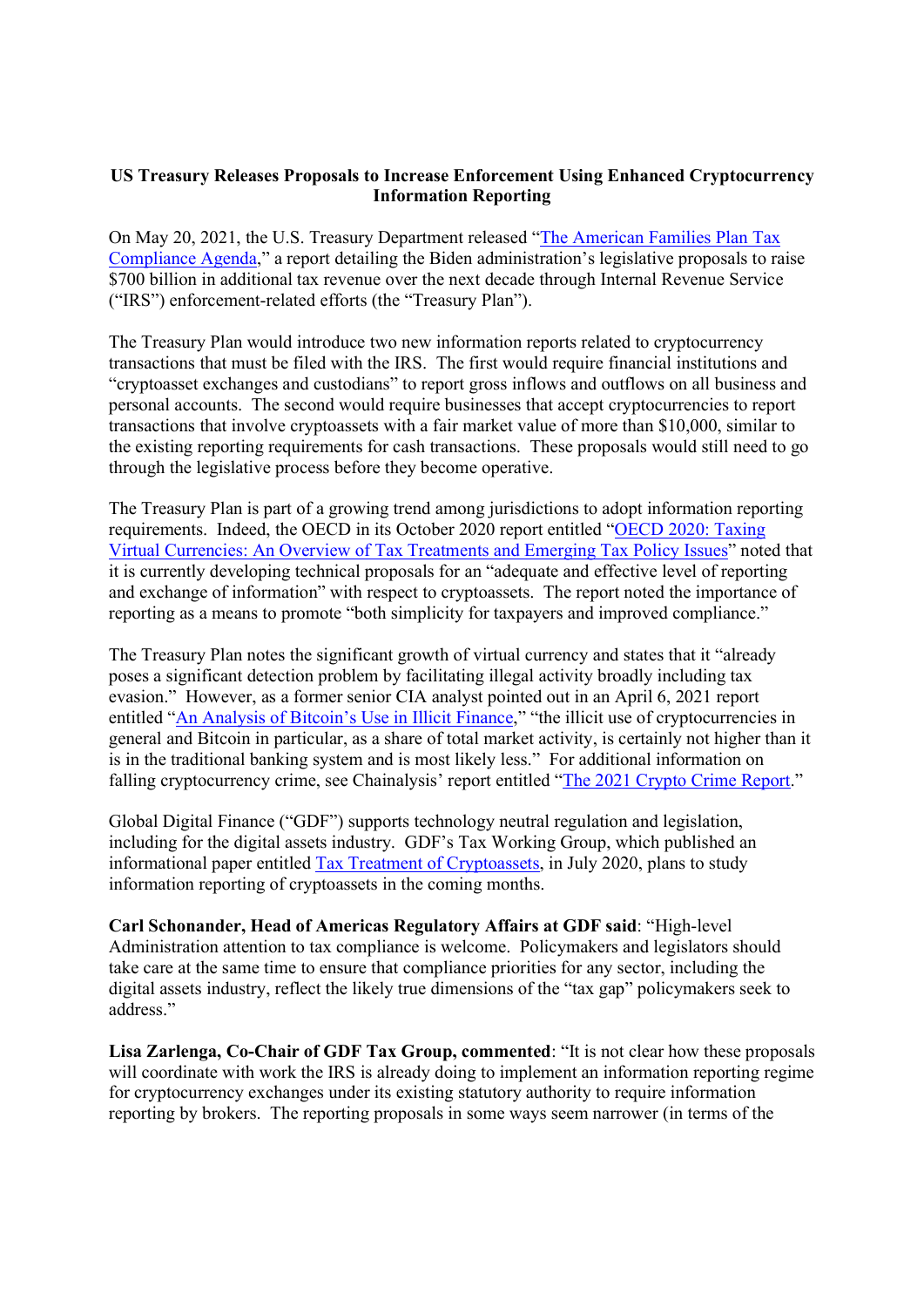**US Treasury Releases Proposals to Increase Enforcement Using Enhanced Cryptocurrency Information Reporting**

On May 20, 2021, the U.S. Treasury Department released "The American Families Plan Tax Compliance Agenda," a report detailing the Biden administration's legislative proposals to raise $700 billion in additional tax revenue over the next decade through Internal Revenue Service ("IRS") enforcement-related efforts (the "Treasury Plan").

The Treasury Plan would introduce two new information reports related to cryptocurrency transactions that must be filed with the IRS. The first would require financial institutions and "cryptoasset exchanges and custodians" to report gross inflows and outflows on all business and personal accounts. The second would require businesses that accept cryptocurrencies to report transactions that involve cryptoassets with a fair market value of more than $10,000, similar to the existing reporting requirements for cash transactions. These proposals would still need to go through the legislative process before they become operative.

The Treasury Plan is part of a growing trend among jurisdictions to adopt information reporting requirements. Indeed, the OECD in its October 2020 report entitled "OECD 2020: Taxing Virtual Currencies: An Overview of Tax Treatments and Emerging Tax Policy Issues" noted that it is currently developing technical proposals for an "adequate and effective level of reporting and exchange of information" with respect to cryptoassets. The report noted the importance of reporting as a means to promote "both simplicity for taxpayers and improved compliance."

The Treasury Plan notes the significant growth of virtual currency and states that it "already poses a significant detection problem by facilitating illegal activity broadly including tax evasion." However, as a former senior CIA analyst pointed out in an April 6, 2021 report entitled "An Analysis of Bitcoin's Use in Illicit Finance," "the illicit use of cryptocurrencies in general and Bitcoin in particular, as a share of total market activity, is certainly not higher than it is in the traditional banking system and is most likely less." For additional information on falling cryptocurrency crime, see Chainalysis' report entitled "The 2021 Crypto Crime Report."

Global Digital Finance ("GDF") supports technology neutral regulation and legislation, including for the digital assets industry. GDF's Tax Working Group, which published an informational paper entitled Tax Treatment of Cryptoassets, in July 2020, plans to study information reporting of cryptoassets in the coming months.

**Carl Schonander, Head of Americas Regulatory Affairs at GDF said**: "High-level Administration attention to tax compliance is welcome. Policymakers and legislators should take care at the same time to ensure that compliance priorities for any sector, including the digital assets industry, reflect the likely true dimensions of the "tax gap" policymakers seek to address."

**Lisa Zarlenga, Co-Chair of GDF Tax Group, commented**: "It is not clear how these proposals will coordinate with work the IRS is already doing to implement an information reporting regime for cryptocurrency exchanges under its existing statutory authority to require information reporting by brokers. The reporting proposals in some ways seem narrower (in terms of the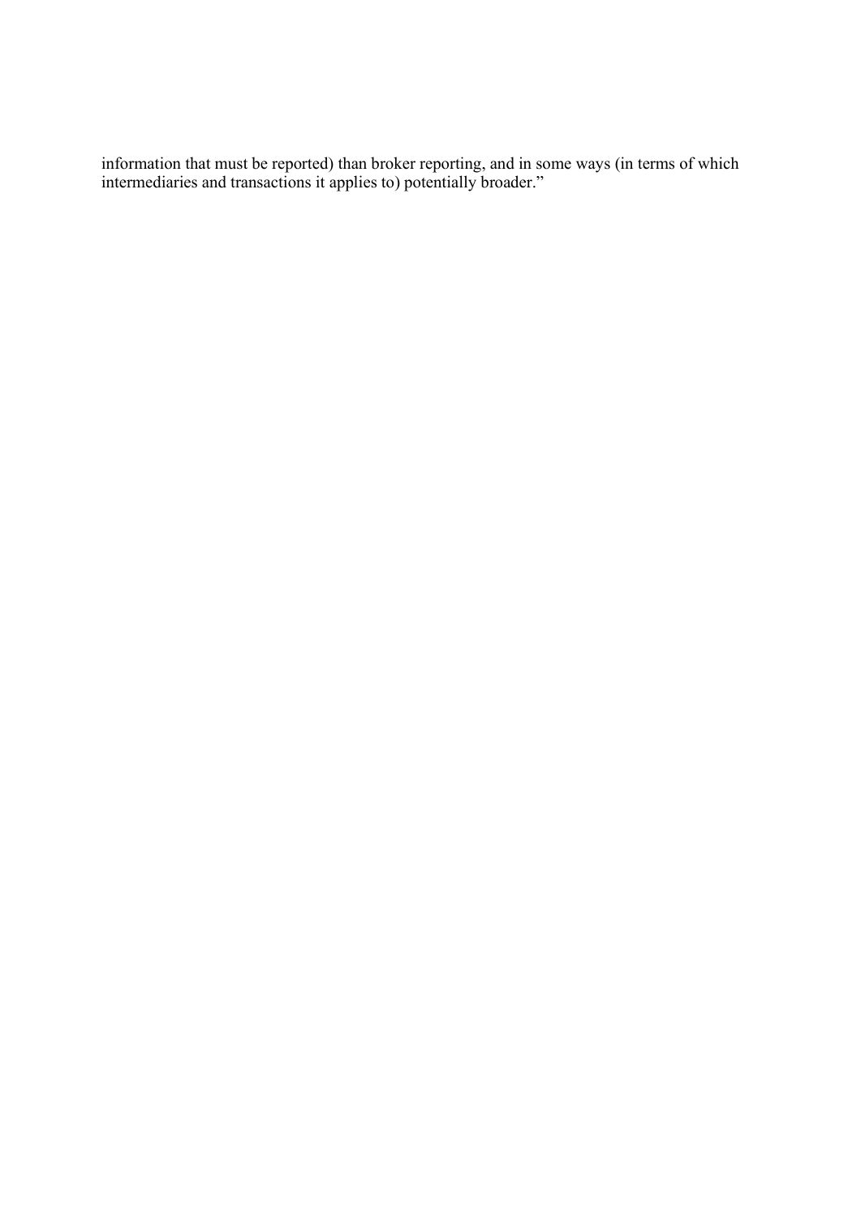information that must be reported) than broker reporting, and in some ways (in terms of which intermediaries and transactions it applies to) potentially broader."